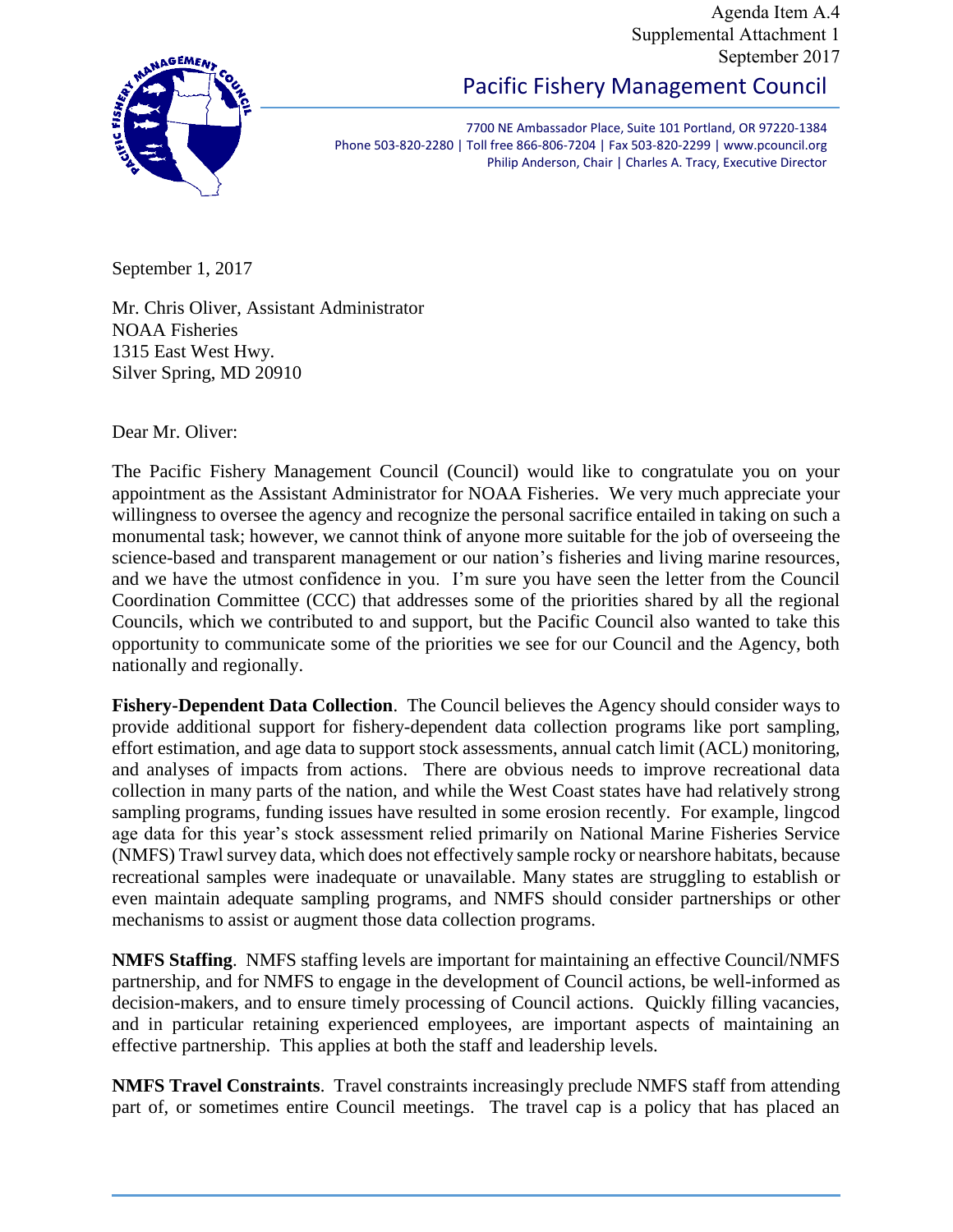Agenda Item A.4
Supplemental Attachment 1
September 2017

# Pacific Fishery Management Council

7700 NE Ambassador Place, Suite 101 Portland, OR 97220-1384
Phone 503-820-2280 | Toll free 866-806-7204 | Fax 503-820-2299 | www.pcouncil.org
Philip Anderson, Chair | Charles A. Tracy, Executive Director

September 1, 2017

Mr. Chris Oliver, Assistant Administrator
NOAA Fisheries
1315 East West Hwy.
Silver Spring, MD 20910

Dear Mr. Oliver:

The Pacific Fishery Management Council (Council) would like to congratulate you on your appointment as the Assistant Administrator for NOAA Fisheries. We very much appreciate your willingness to oversee the agency and recognize the personal sacrifice entailed in taking on such a monumental task; however, we cannot think of anyone more suitable for the job of overseeing the science-based and transparent management or our nation's fisheries and living marine resources, and we have the utmost confidence in you. I'm sure you have seen the letter from the Council Coordination Committee (CCC) that addresses some of the priorities shared by all the regional Councils, which we contributed to and support, but the Pacific Council also wanted to take this opportunity to communicate some of the priorities we see for our Council and the Agency, both nationally and regionally.

**Fishery-Dependent Data Collection**. The Council believes the Agency should consider ways to provide additional support for fishery-dependent data collection programs like port sampling, effort estimation, and age data to support stock assessments, annual catch limit (ACL) monitoring, and analyses of impacts from actions. There are obvious needs to improve recreational data collection in many parts of the nation, and while the West Coast states have had relatively strong sampling programs, funding issues have resulted in some erosion recently. For example, lingcod age data for this year's stock assessment relied primarily on National Marine Fisheries Service (NMFS) Trawl survey data, which does not effectively sample rocky or nearshore habitats, because recreational samples were inadequate or unavailable. Many states are struggling to establish or even maintain adequate sampling programs, and NMFS should consider partnerships or other mechanisms to assist or augment those data collection programs.

**NMFS Staffing**. NMFS staffing levels are important for maintaining an effective Council/NMFS partnership, and for NMFS to engage in the development of Council actions, be well-informed as decision-makers, and to ensure timely processing of Council actions. Quickly filling vacancies, and in particular retaining experienced employees, are important aspects of maintaining an effective partnership. This applies at both the staff and leadership levels.

**NMFS Travel Constraints**. Travel constraints increasingly preclude NMFS staff from attending part of, or sometimes entire Council meetings. The travel cap is a policy that has placed an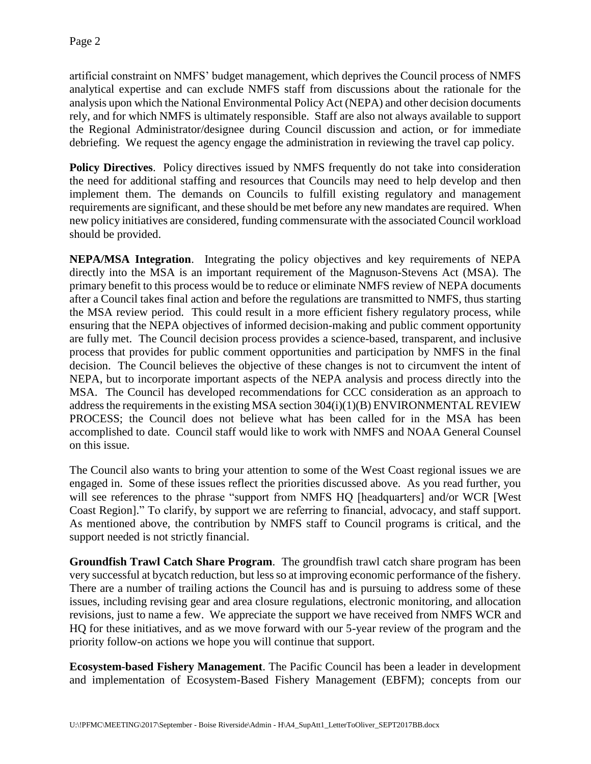artificial constraint on NMFS' budget management, which deprives the Council process of NMFS analytical expertise and can exclude NMFS staff from discussions about the rationale for the analysis upon which the National Environmental Policy Act (NEPA) and other decision documents rely, and for which NMFS is ultimately responsible. Staff are also not always available to support the Regional Administrator/designee during Council discussion and action, or for immediate debriefing. We request the agency engage the administration in reviewing the travel cap policy.

**Policy Directives**. Policy directives issued by NMFS frequently do not take into consideration the need for additional staffing and resources that Councils may need to help develop and then implement them. The demands on Councils to fulfill existing regulatory and management requirements are significant, and these should be met before any new mandates are required. When new policy initiatives are considered, funding commensurate with the associated Council workload should be provided.

**NEPA/MSA Integration**. Integrating the policy objectives and key requirements of NEPA directly into the MSA is an important requirement of the Magnuson-Stevens Act (MSA). The primary benefit to this process would be to reduce or eliminate NMFS review of NEPA documents after a Council takes final action and before the regulations are transmitted to NMFS, thus starting the MSA review period. This could result in a more efficient fishery regulatory process, while ensuring that the NEPA objectives of informed decision-making and public comment opportunity are fully met. The Council decision process provides a science-based, transparent, and inclusive process that provides for public comment opportunities and participation by NMFS in the final decision. The Council believes the objective of these changes is not to circumvent the intent of NEPA, but to incorporate important aspects of the NEPA analysis and process directly into the MSA. The Council has developed recommendations for CCC consideration as an approach to address the requirements in the existing MSA section 304(i)(1)(B) ENVIRONMENTAL REVIEW PROCESS; the Council does not believe what has been called for in the MSA has been accomplished to date. Council staff would like to work with NMFS and NOAA General Counsel on this issue.

The Council also wants to bring your attention to some of the West Coast regional issues we are engaged in. Some of these issues reflect the priorities discussed above. As you read further, you will see references to the phrase "support from NMFS HQ [headquarters] and/or WCR [West Coast Region]." To clarify, by support we are referring to financial, advocacy, and staff support. As mentioned above, the contribution by NMFS staff to Council programs is critical, and the support needed is not strictly financial.

**Groundfish Trawl Catch Share Program**. The groundfish trawl catch share program has been very successful at bycatch reduction, but less so at improving economic performance of the fishery. There are a number of trailing actions the Council has and is pursuing to address some of these issues, including revising gear and area closure regulations, electronic monitoring, and allocation revisions, just to name a few. We appreciate the support we have received from NMFS WCR and HQ for these initiatives, and as we move forward with our 5-year review of the program and the priority follow-on actions we hope you will continue that support.

**Ecosystem-based Fishery Management**. The Pacific Council has been a leader in development and implementation of Ecosystem-Based Fishery Management (EBFM); concepts from our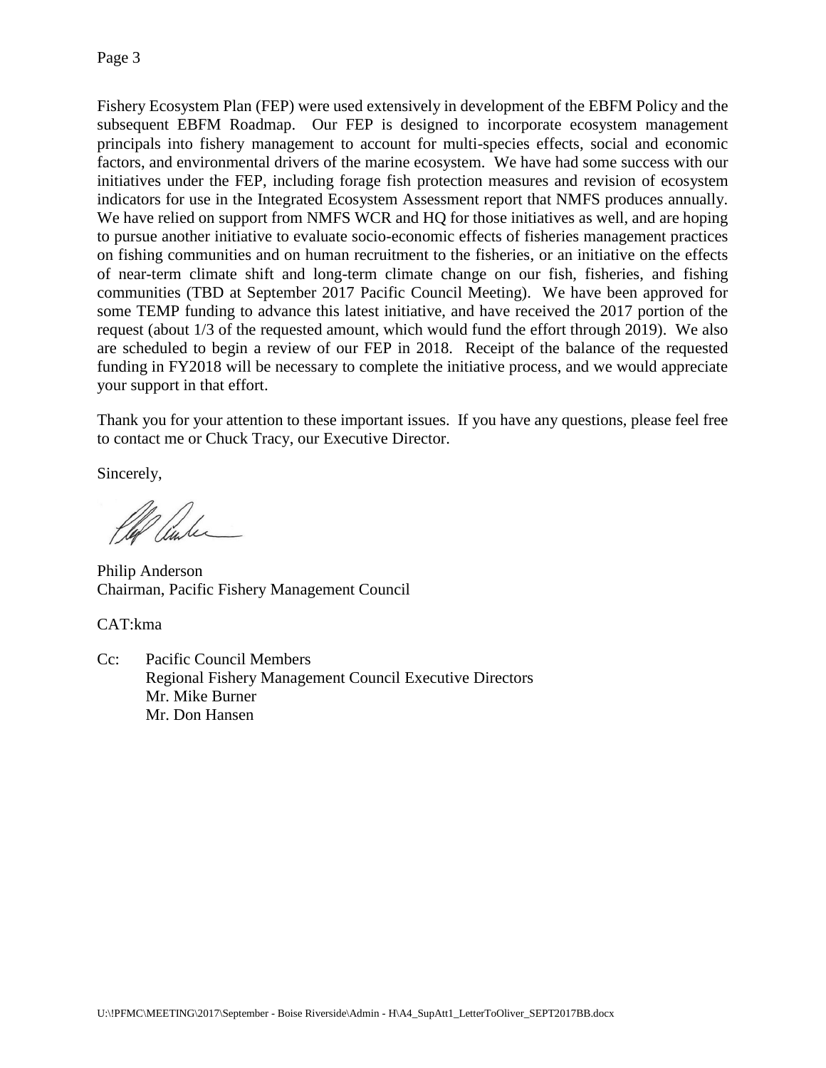Fishery Ecosystem Plan (FEP) were used extensively in development of the EBFM Policy and the subsequent EBFM Roadmap. Our FEP is designed to incorporate ecosystem management principals into fishery management to account for multi-species effects, social and economic factors, and environmental drivers of the marine ecosystem. We have had some success with our initiatives under the FEP, including forage fish protection measures and revision of ecosystem indicators for use in the Integrated Ecosystem Assessment report that NMFS produces annually. We have relied on support from NMFS WCR and HQ for those initiatives as well, and are hoping to pursue another initiative to evaluate socio-economic effects of fisheries management practices on fishing communities and on human recruitment to the fisheries, or an initiative on the effects of near-term climate shift and long-term climate change on our fish, fisheries, and fishing communities (TBD at September 2017 Pacific Council Meeting). We have been approved for some TEMP funding to advance this latest initiative, and have received the 2017 portion of the request (about 1/3 of the requested amount, which would fund the effort through 2019). We also are scheduled to begin a review of our FEP in 2018. Receipt of the balance of the requested funding in FY2018 will be necessary to complete the initiative process, and we would appreciate your support in that effort.

Thank you for your attention to these important issues. If you have any questions, please feel free to contact me or Chuck Tracy, our Executive Director.

Sincerely,

Philip Anderson
Chairman, Pacific Fishery Management Council

CAT:kma

Cc: Pacific Council Members
Regional Fishery Management Council Executive Directors
Mr. Mike Burner
Mr. Don Hansen

U:\!PFMC\MEETING\2017\September - Boise Riverside\Admin - H\A4_SupAtt1_LetterToOliver_SEPT2017BB.docx